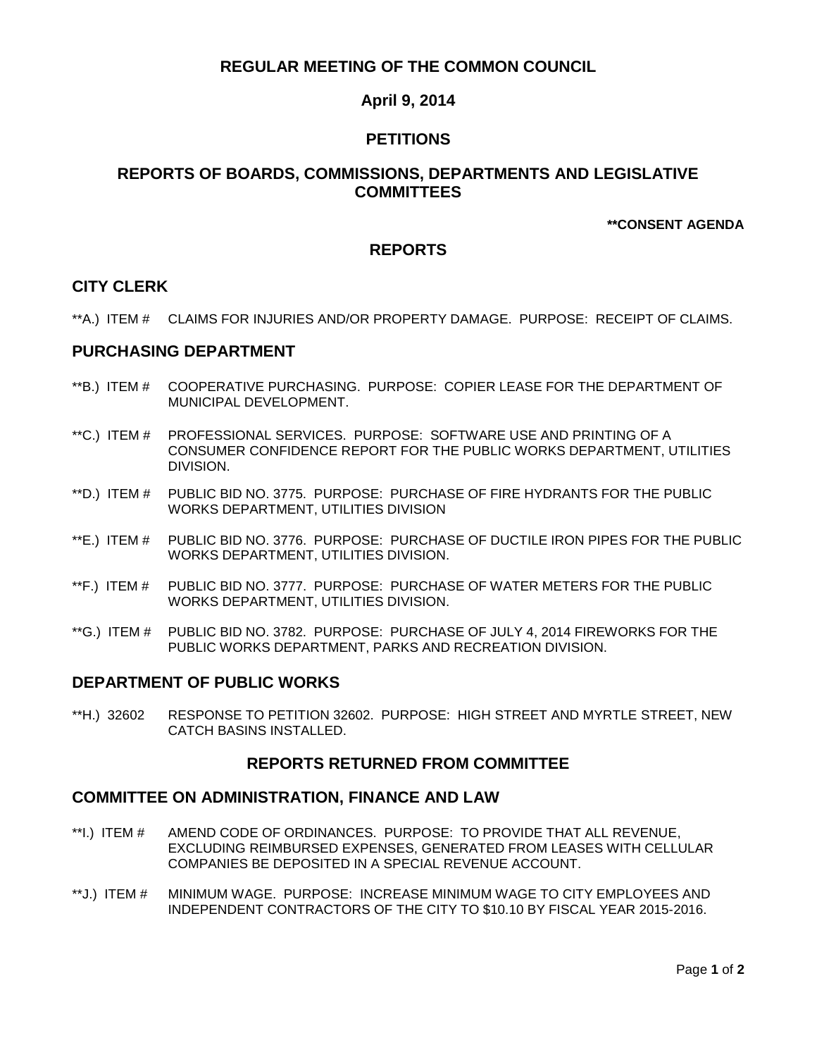# REGULAR MEETING OF THE COMMON COUNCIL

## April 9, 2014

## PETITIONS

## REPORTS OF BOARDS, COMMISSIONS, DEPARTMENTS AND LEGISLATIVE COMMITTEES

**\*\*CONSENT AGENDA**

## REPORTS

### CITY CLERK

**A.) ITEM # CLAIMS FOR INJURIES AND/OR PROPERTY DAMAGE. PURPOSE: RECEIPT OF CLAIMS.

### PURCHASING DEPARTMENT

**B.) ITEM # COOPERATIVE PURCHASING. PURPOSE: COPIER LEASE FOR THE DEPARTMENT OF MUNICIPAL DEVELOPMENT.

**C.) ITEM # PROFESSIONAL SERVICES. PURPOSE: SOFTWARE USE AND PRINTING OF A CONSUMER CONFIDENCE REPORT FOR THE PUBLIC WORKS DEPARTMENT, UTILITIES DIVISION.

**D.) ITEM # PUBLIC BID NO. 3775. PURPOSE: PURCHASE OF FIRE HYDRANTS FOR THE PUBLIC WORKS DEPARTMENT, UTILITIES DIVISION

**E.) ITEM # PUBLIC BID NO. 3776. PURPOSE: PURCHASE OF DUCTILE IRON PIPES FOR THE PUBLIC WORKS DEPARTMENT, UTILITIES DIVISION.

**F.) ITEM # PUBLIC BID NO. 3777. PURPOSE: PURCHASE OF WATER METERS FOR THE PUBLIC WORKS DEPARTMENT, UTILITIES DIVISION.

**G.) ITEM # PUBLIC BID NO. 3782. PURPOSE: PURCHASE OF JULY 4, 2014 FIREWORKS FOR THE PUBLIC WORKS DEPARTMENT, PARKS AND RECREATION DIVISION.

### DEPARTMENT OF PUBLIC WORKS

**H.) 32602 RESPONSE TO PETITION 32602. PURPOSE: HIGH STREET AND MYRTLE STREET, NEW CATCH BASINS INSTALLED.

## REPORTS RETURNED FROM COMMITTEE

### COMMITTEE ON ADMINISTRATION, FINANCE AND LAW

**I.) ITEM # AMEND CODE OF ORDINANCES. PURPOSE: TO PROVIDE THAT ALL REVENUE, EXCLUDING REIMBURSED EXPENSES, GENERATED FROM LEASES WITH CELLULAR COMPANIES BE DEPOSITED IN A SPECIAL REVENUE ACCOUNT.

**J.) ITEM # MINIMUM WAGE. PURPOSE: INCREASE MINIMUM WAGE TO CITY EMPLOYEES AND INDEPENDENT CONTRACTORS OF THE CITY TO $10.10 BY FISCAL YEAR 2015-2016.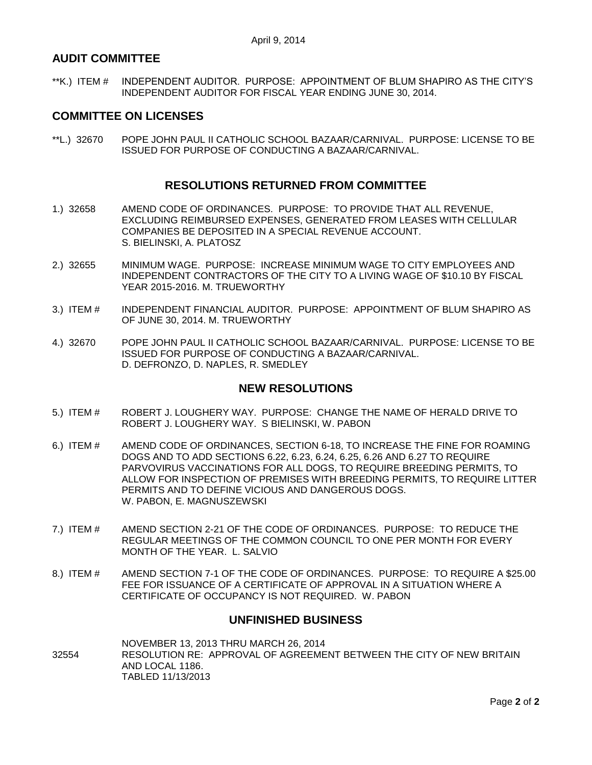April 9, 2014

## AUDIT COMMITTEE

**K.) ITEM # INDEPENDENT AUDITOR. PURPOSE: APPOINTMENT OF BLUM SHAPIRO AS THE CITY'S INDEPENDENT AUDITOR FOR FISCAL YEAR ENDING JUNE 30, 2014.

## COMMITTEE ON LICENSES

**L.) 32670 POPE JOHN PAUL II CATHOLIC SCHOOL BAZAAR/CARNIVAL. PURPOSE: LICENSE TO BE ISSUED FOR PURPOSE OF CONDUCTING A BAZAAR/CARNIVAL.

## RESOLUTIONS RETURNED FROM COMMITTEE

1.) 32658 AMEND CODE OF ORDINANCES. PURPOSE: TO PROVIDE THAT ALL REVENUE, EXCLUDING REIMBURSED EXPENSES, GENERATED FROM LEASES WITH CELLULAR COMPANIES BE DEPOSITED IN A SPECIAL REVENUE ACCOUNT.
S. BIELINSKI, A. PLATOSZ

2.) 32655 MINIMUM WAGE. PURPOSE: INCREASE MINIMUM WAGE TO CITY EMPLOYEES AND INDEPENDENT CONTRACTORS OF THE CITY TO A LIVING WAGE OF $10.10 BY FISCAL YEAR 2015-2016. M. TRUEWORTHY

3.) ITEM # INDEPENDENT FINANCIAL AUDITOR. PURPOSE: APPOINTMENT OF BLUM SHAPIRO AS OF JUNE 30, 2014. M. TRUEWORTHY

4.) 32670 POPE JOHN PAUL II CATHOLIC SCHOOL BAZAAR/CARNIVAL. PURPOSE: LICENSE TO BE ISSUED FOR PURPOSE OF CONDUCTING A BAZAAR/CARNIVAL.
D. DEFRONZO, D. NAPLES, R. SMEDLEY

## NEW RESOLUTIONS

5.) ITEM # ROBERT J. LOUGHERY WAY. PURPOSE: CHANGE THE NAME OF HERALD DRIVE TO ROBERT J. LOUGHERY WAY. S BIELINSKI, W. PABON

6.) ITEM # AMEND CODE OF ORDINANCES, SECTION 6-18, TO INCREASE THE FINE FOR ROAMING DOGS AND TO ADD SECTIONS 6.22, 6.23, 6.24, 6.25, 6.26 AND 6.27 TO REQUIRE PARVOVIRUS VACCINATIONS FOR ALL DOGS, TO REQUIRE BREEDING PERMITS, TO ALLOW FOR INSPECTION OF PREMISES WITH BREEDING PERMITS, TO REQUIRE LITTER PERMITS AND TO DEFINE VICIOUS AND DANGEROUS DOGS.
W. PABON, E. MAGNUSZEWSKI

7.) ITEM # AMEND SECTION 2-21 OF THE CODE OF ORDINANCES. PURPOSE: TO REDUCE THE REGULAR MEETINGS OF THE COMMON COUNCIL TO ONE PER MONTH FOR EVERY MONTH OF THE YEAR. L. SALVIO

8.) ITEM # AMEND SECTION 7-1 OF THE CODE OF ORDINANCES. PURPOSE: TO REQUIRE A $25.00 FEE FOR ISSUANCE OF A CERTIFICATE OF APPROVAL IN A SITUATION WHERE A CERTIFICATE OF OCCUPANCY IS NOT REQUIRED. W. PABON

## UNFINISHED BUSINESS

NOVEMBER 13, 2013 THRU MARCH 26, 2014

32554 RESOLUTION RE: APPROVAL OF AGREEMENT BETWEEN THE CITY OF NEW BRITAIN AND LOCAL 1186.
TABLED 11/13/2013